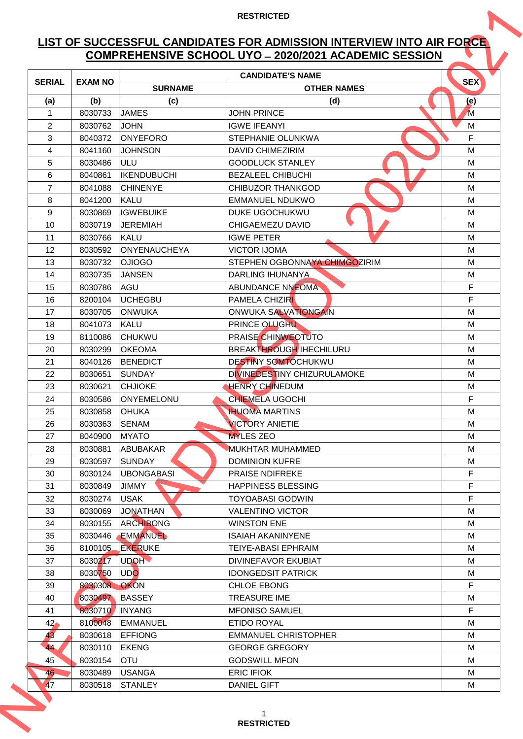RESTRICTED

## LIST OF SUCCESSFUL CANDIDATES FOR ADMISSION INTERVIEW INTO AIR FORCE COMPREHENSIVE SCHOOL UYO – 2020/2021 ACADEMIC SESSION

| SERIAL | EXAM NO | CANDIDATE'S NAME | | SEX |
|---|---|---|---|---|
| | | SURNAME | OTHER NAMES | |
| (a) | (b) | (c) | (d) | (e) |
| 1 | 8030733 | JAMES | JOHN PRINCE | M |
| 2 | 8030762 | JOHN | IGWE IFEANYI | M |
| 3 | 8040372 | ONYEFORO | STEPHANIE OLUNKWA | F |
| 4 | 8041160 | JOHNSON | DAVID CHIMEZIRIM | M |
| 5 | 8030486 | ULU | GOODLUCK STANLEY | M |
| 6 | 8040861 | IKENDUBUCHI | BEZALEEL CHIBUCHI | M |
| 7 | 8041088 | CHINENYE | CHIBUZOR THANKGOD | M |
| 8 | 8041200 | KALU | EMMANUEL NDUKWO | M |
| 9 | 8030869 | IGWEBUIKE | DUKE UGOCHUKWU | M |
| 10 | 8030719 | JEREMIAH | CHIGAEMEZU DAVID | M |
| 11 | 8030766 | KALU | IGWE PETER | M |
| 12 | 8030592 | ONYENAUCHEYA | VICTOR IJOMA | M |
| 13 | 8030732 | OJIOGO | STEPHEN OGBONNAYA CHIMGOZIRIM | M |
| 14 | 8030735 | JANSEN | DARLING IHUNANYA | M |
| 15 | 8030786 | AGU | ABUNDANCE NNEOMA | F |
| 16 | 8200104 | UCHEGBU | PAMELA CHIZIRI | F |
| 17 | 8030705 | ONWUKA | ONWUKA SALVATIONGAIN | M |
| 18 | 8041073 | KALU | PRINCE OLUGHU | M |
| 19 | 8110086 | CHUKWU | PRAISE CHINWEOTUTO | M |
| 20 | 8030299 | OKEOMA | BREAKTHROUGH IHECHILURU | M |
| 21 | 8040126 | BENEDICT | DESTINY SOMTOCHUKWU | M |
| 22 | 8030651 | SUNDAY | DIVINEDESTINY CHIZURULAMOKE | M |
| 23 | 8030621 | CHJIOKE | HENRY CHINEDUM | M |
| 24 | 8030586 | ONYEMELONU | CHIEMELA UGOCHI | F |
| 25 | 8030858 | OHUKA | IHUOMA MARTINS | M |
| 26 | 8030363 | SENAM | VICTORY ANIETIE | M |
| 27 | 8040900 | MYATO | MYLES ZEO | M |
| 28 | 8030881 | ABUBAKAR | MUKHTAR MUHAMMED | M |
| 29 | 8030597 | SUNDAY | DOMINION KUFRE | M |
| 30 | 8030124 | UBONGABASI | PRAISE NDIFREKE | F |
| 31 | 8030849 | JIMMY | HAPPINESS BLESSING | F |
| 32 | 8030274 | USAK | TOYOABASI GODWIN | F |
| 33 | 8030069 | JONATHAN | VALENTINO VICTOR | M |
| 34 | 8030155 | ARCHIBONG | WINSTON ENE | M |
| 35 | 8030446 | EMMANUEL | ISAIAH AKANINYENE | M |
| 36 | 8100105 | EKERUKE | TEIYE-ABASI EPHRAIM | M |
| 37 | 8030217 | UDOH | DIVINEFAVOR EKUBIAT | M |
| 38 | 8030750 | UDO | IDONGEDSIT PATRICK | M |
| 39 | 8030308 | OKON | CHLOE EBONG | F |
| 40 | 8030497 | BASSEY | TREASURE IME | M |
| 41 | 8030710 | INYANG | MFONISO SAMUEL | F |
| 42 | 8100048 | EMMANUEL | ETIDO ROYAL | M |
| 43 | 8030618 | EFFIONG | EMMANUEL CHRISTOPHER | M |
| 44 | 8030110 | EKENG | GEORGE GREGORY | M |
| 45 | 8030154 | OTU | GODSWILL MFON | M |
| 46 | 8030489 | USANGA | ERIC IFIOK | M |
| 47 | 8030518 | STANLEY | DANIEL GIFT | M |

RESTRICTED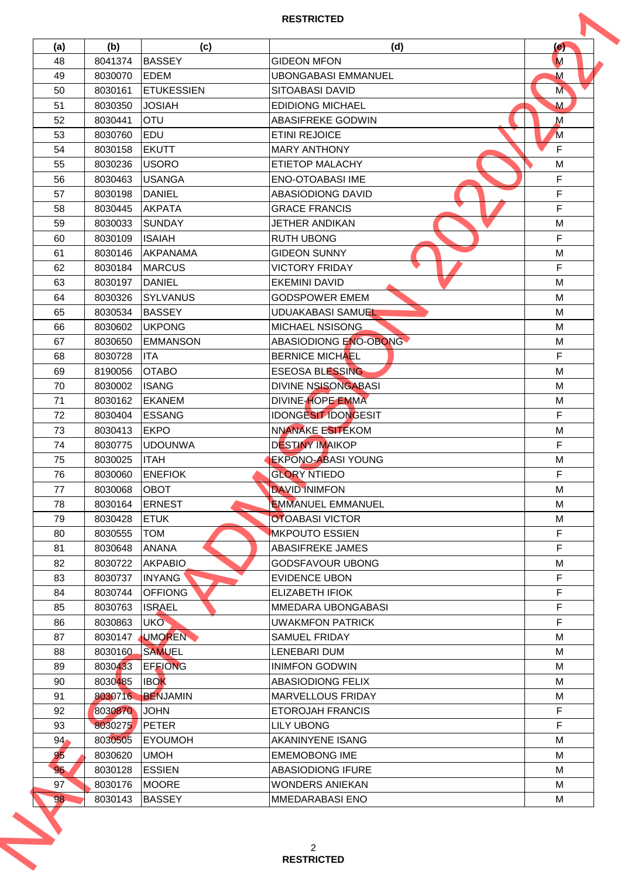| (a) | (b) | (c) | (d) | (e) |
|---|---|---|---|---|
| 48 | 8041374 | BASSEY | GIDEON MFON | M |
| 49 | 8030070 | EDEM | UBONGABASI EMMANUEL | M |
| 50 | 8030161 | ETUKESSIEN | SITOABASI DAVID | M |
| 51 | 8030350 | JOSIAH | EDIDIONG MICHAEL | M |
| 52 | 8030441 | OTU | ABASIFREKE GODWIN | M |
| 53 | 8030760 | EDU | ETINI REJOICE | M |
| 54 | 8030158 | EKUTT | MARY ANTHONY | F |
| 55 | 8030236 | USORO | ETIETOP MALACHY | M |
| 56 | 8030463 | USANGA | ENO-OTOABASI IME | F |
| 57 | 8030198 | DANIEL | ABASIODIONG DAVID | F |
| 58 | 8030445 | AKPATA | GRACE FRANCIS | F |
| 59 | 8030033 | SUNDAY | JETHER ANDIKAN | M |
| 60 | 8030109 | ISAIAH | RUTH UBONG | F |
| 61 | 8030146 | AKPANAMA | GIDEON SUNNY | M |
| 62 | 8030184 | MARCUS | VICTORY FRIDAY | F |
| 63 | 8030197 | DANIEL | EKEMINI DAVID | M |
| 64 | 8030326 | SYLVANUS | GODSPOWER EMEM | M |
| 65 | 8030534 | BASSEY | UDUAKABASI SAMUEL | M |
| 66 | 8030602 | UKPONG | MICHAEL NSISONG | M |
| 67 | 8030650 | EMMANSON | ABASIODIONG ENO-OBONG | M |
| 68 | 8030728 | ITA | BERNICE MICHAEL | F |
| 69 | 8190056 | OTABO | ESEOSA BLESSING | M |
| 70 | 8030002 | ISANG | DIVINE NSISONGABASI | M |
| 71 | 8030162 | EKANEM | DIVINE-HOPE EMMA | M |
| 72 | 8030404 | ESSANG | IDONGESIT IDONGESIT | F |
| 73 | 8030413 | EKPO | NNANAKE ESITEKOM | M |
| 74 | 8030775 | UDOUNWA | DESTINY IMAIKOP | F |
| 75 | 8030025 | ITAH | EKPONO-ABASI YOUNG | M |
| 76 | 8030060 | ENEFIOK | GLORY NTIEDO | F |
| 77 | 8030068 | OBOT | DAVID INIMFON | M |
| 78 | 8030164 | ERNEST | EMMANUEL EMMANUEL | M |
| 79 | 8030428 | ETUK | OTOABASI VICTOR | M |
| 80 | 8030555 | TOM | MKPOUTO ESSIEN | F |
| 81 | 8030648 | ANANA | ABASIFREKE JAMES | F |
| 82 | 8030722 | AKPABIO | GODSFAVOUR UBONG | M |
| 83 | 8030737 | INYANG | EVIDENCE UBON | F |
| 84 | 8030744 | OFFIONG | ELIZABETH IFIOK | F |
| 85 | 8030763 | ISRAEL | MMEDARA UBONGABASI | F |
| 86 | 8030863 | UKO | UWAKMFON PATRICK | F |
| 87 | 8030147 | UMOREN | SAMUEL FRIDAY | M |
| 88 | 8030160 | SAMUEL | LENEBARI DUM | M |
| 89 | 8030433 | EFFIONG | INIMFON GODWIN | M |
| 90 | 8030485 | IBOK | ABASIODIONG FELIX | M |
| 91 | 8030716 | BENJAMIN | MARVELLOUS FRIDAY | M |
| 92 | 8030870 | JOHN | ETOROJAH FRANCIS | F |
| 93 | 8030275 | PETER | LILY UBONG | F |
| 94 | 8030505 | EYOUMOH | AKANINYENE ISANG | M |
| 95 | 8030620 | UMOH | EMEMOBONG IME | M |
| 96 | 8030128 | ESSIEN | ABASIODIONG IFURE | M |
| 97 | 8030176 | MOORE | WONDERS ANIEKAN | M |
| 98 | 8030143 | BASSEY | MMEDARABASI ENO | M |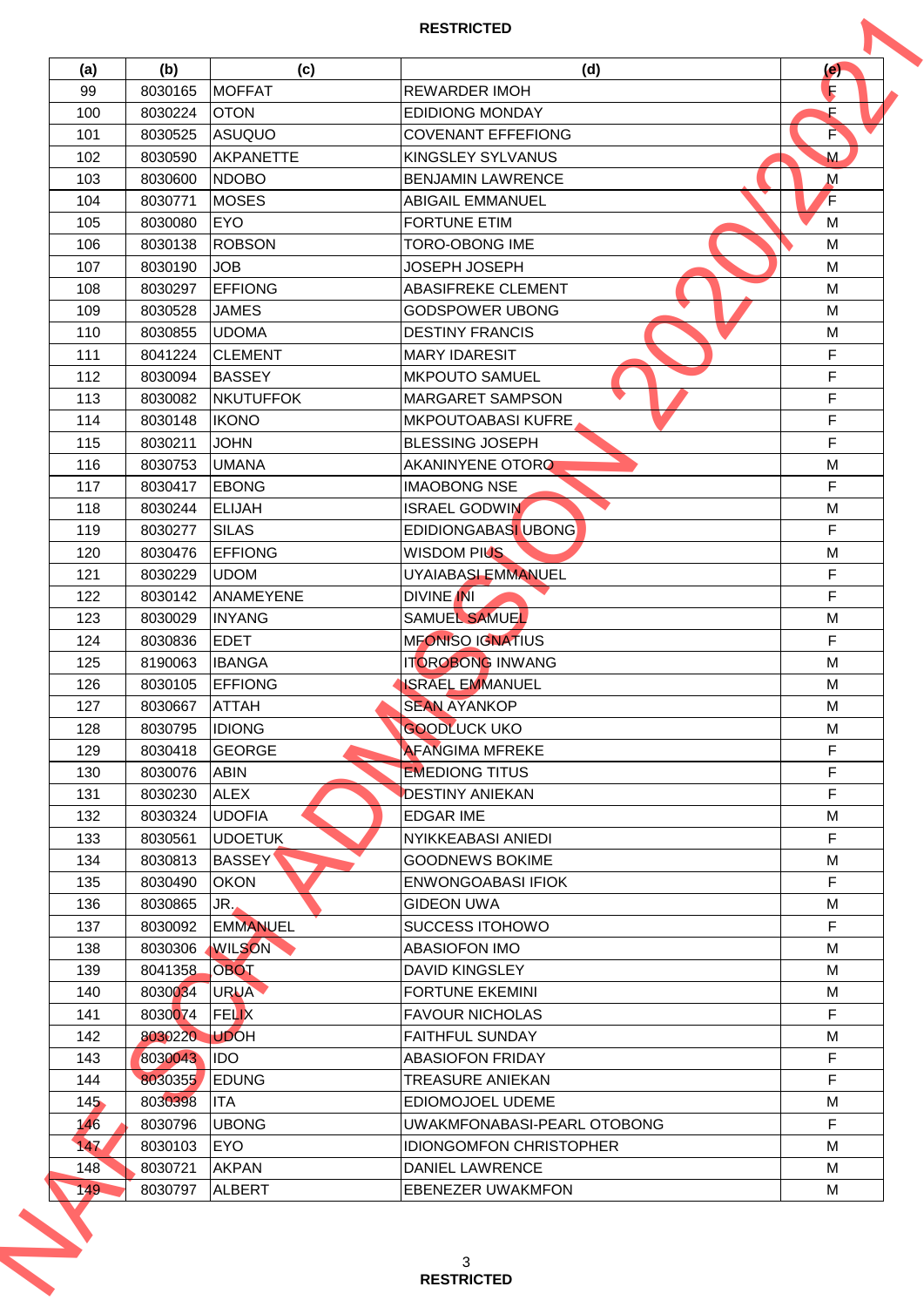**RESTRICTED**

| (a) | (b) | (c) | (d) | (e) |
|---|---|---|---|---|
| 99 | 8030165 | MOFFAT | REWARDER IMOH | F |
| 100 | 8030224 | OTON | EDIDIONG MONDAY | F |
| 101 | 8030525 | ASUQUO | COVENANT EFFEFIONG | F |
| 102 | 8030590 | AKPANETTE | KINGSLEY SYLVANUS | M |
| 103 | 8030600 | NDOBO | BENJAMIN LAWRENCE | M |
| 104 | 8030771 | MOSES | ABIGAIL EMMANUEL | F |
| 105 | 8030080 | EYO | FORTUNE ETIM | M |
| 106 | 8030138 | ROBSON | TORO-OBONG IME | M |
| 107 | 8030190 | JOB | JOSEPH JOSEPH | M |
| 108 | 8030297 | EFFIONG | ABASIFREKE CLEMENT | M |
| 109 | 8030528 | JAMES | GODSPOWER UBONG | M |
| 110 | 8030855 | UDOMA | DESTINY FRANCIS | M |
| 111 | 8041224 | CLEMENT | MARY IDARESIT | F |
| 112 | 8030094 | BASSEY | MKPOUTO SAMUEL | F |
| 113 | 8030082 | NKUTUFFOK | MARGARET SAMPSON | F |
| 114 | 8030148 | IKONO | MKPOUTOABASI KUFRE | F |
| 115 | 8030211 | JOHN | BLESSING JOSEPH | F |
| 116 | 8030753 | UMANA | AKANINYENE OTORO | M |
| 117 | 8030417 | EBONG | IMAOBONG NSE | F |
| 118 | 8030244 | ELIJAH | ISRAEL GODWIN | M |
| 119 | 8030277 | SILAS | EDIDIONGABASI UBONG | F |
| 120 | 8030476 | EFFIONG | WISDOM PIUS | M |
| 121 | 8030229 | UDOM | UYAIABASI EMMANUEL | F |
| 122 | 8030142 | ANAMEYENE | DIVINE INI | F |
| 123 | 8030029 | INYANG | SAMUEL SAMUEL | M |
| 124 | 8030836 | EDET | MFONISO IGNATIUS | F |
| 125 | 8190063 | IBANGA | ITOROBONG INWANG | M |
| 126 | 8030105 | EFFIONG | ISRAEL EMMANUEL | M |
| 127 | 8030667 | ATTAH | SEAN AYANKOP | M |
| 128 | 8030795 | IDIONG | GOODLUCK UKO | M |
| 129 | 8030418 | GEORGE | AFANGIMA MFREKE | F |
| 130 | 8030076 | ABIN | EMEDIONG TITUS | F |
| 131 | 8030230 | ALEX | DESTINY ANIEKAN | F |
| 132 | 8030324 | UDOFIA | EDGAR IME | M |
| 133 | 8030561 | UDOETUK | NYIKKEABASI ANIEDI | F |
| 134 | 8030813 | BASSEY | GOODNEWS BOKIME | M |
| 135 | 8030490 | OKON | ENWONGOABASI IFIOK | F |
| 136 | 8030865 | JR. | GIDEON UWA | M |
| 137 | 8030092 | EMMANUEL | SUCCESS ITOHOWO | F |
| 138 | 8030306 | WILSON | ABASIOFON IMO | M |
| 139 | 8041358 | OBOT | DAVID KINGSLEY | M |
| 140 | 8030034 | URUA | FORTUNE EKEMINI | M |
| 141 | 8030074 | FELIX | FAVOUR NICHOLAS | F |
| 142 | 8030220 | UDOH | FAITHFUL SUNDAY | M |
| 143 | 8030043 | IDO | ABASIOFON FRIDAY | F |
| 144 | 8030355 | EDUNG | TREASURE ANIEKAN | F |
| 145 | 8030398 | ITA | EDIOMOJOEL UDEME | M |
| 146 | 8030796 | UBONG | UWAKMFONABASI-PEARL OTOBONG | F |
| 147 | 8030103 | EYO | IDIONGOMFON CHRISTOPHER | M |
| 148 | 8030721 | AKPAN | DANIEL LAWRENCE | M |
| 149 | 8030797 | ALBERT | EBENEZER UWAKMFON | M |

**RESTRICTED**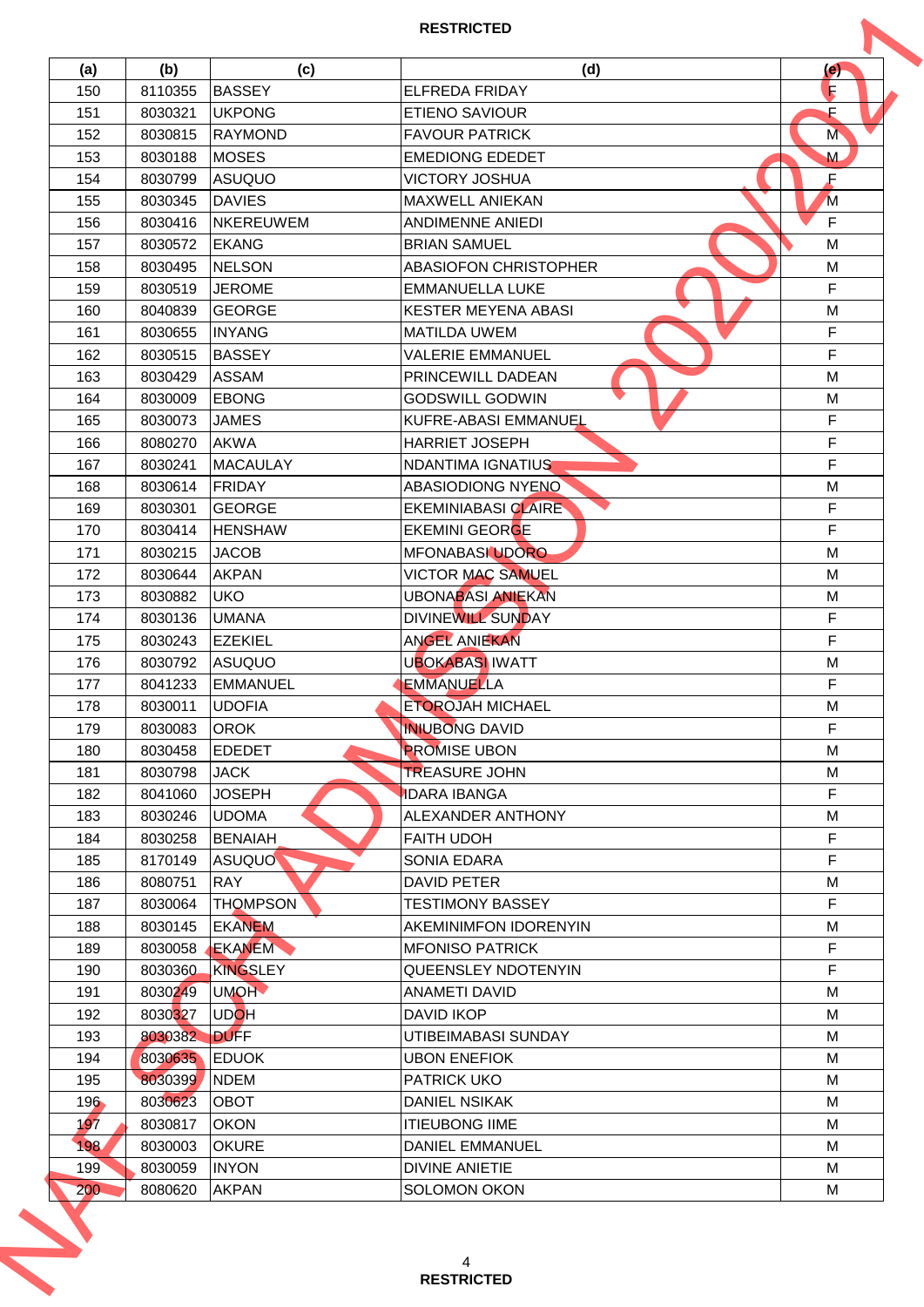| (a) | (b) | (c) | (d) | (e) |
|---|---|---|---|---|
| 150 | 8110355 | BASSEY | ELFREDA FRIDAY | F |
| 151 | 8030321 | UKPONG | ETIENO SAVIOUR | F |
| 152 | 8030815 | RAYMOND | FAVOUR PATRICK | M |
| 153 | 8030188 | MOSES | EMEDIONG EDEDET | M |
| 154 | 8030799 | ASUQUO | VICTORY JOSHUA | F |
| 155 | 8030345 | DAVIES | MAXWELL ANIEKAN | M |
| 156 | 8030416 | NKEREUWEM | ANDIMENNE ANIEDI | F |
| 157 | 8030572 | EKANG | BRIAN SAMUEL | M |
| 158 | 8030495 | NELSON | ABASIOFON CHRISTOPHER | M |
| 159 | 8030519 | JEROME | EMMANUELLA LUKE | F |
| 160 | 8040839 | GEORGE | KESTER MEYENA ABASI | M |
| 161 | 8030655 | INYANG | MATILDA UWEM | F |
| 162 | 8030515 | BASSEY | VALERIE EMMANUEL | F |
| 163 | 8030429 | ASSAM | PRINCEWILL DADEAN | M |
| 164 | 8030009 | EBONG | GODSWILL GODWIN | M |
| 165 | 8030073 | JAMES | KUFRE-ABASI EMMANUEL | F |
| 166 | 8080270 | AKWA | HARRIET JOSEPH | F |
| 167 | 8030241 | MACAULAY | NDANTIMA IGNATIUS | F |
| 168 | 8030614 | FRIDAY | ABASIODIONG NYENO | M |
| 169 | 8030301 | GEORGE | EKEMINIABASI CLAIRE | F |
| 170 | 8030414 | HENSHAW | EKEMINI GEORGE | F |
| 171 | 8030215 | JACOB | MFONABASI UDORO | M |
| 172 | 8030644 | AKPAN | VICTOR MAC SAMUEL | M |
| 173 | 8030882 | UKO | UBONABASI ANIEKAN | M |
| 174 | 8030136 | UMANA | DIVINEWILL SUNDAY | F |
| 175 | 8030243 | EZEKIEL | ANGEL ANIEKAN | F |
| 176 | 8030792 | ASUQUO | UBOKABASI IWATT | M |
| 177 | 8041233 | EMMANUEL | EMMANUELLA | F |
| 178 | 8030011 | UDOFIA | ETOROJAH MICHAEL | M |
| 179 | 8030083 | OROK | INIUBONG DAVID | F |
| 180 | 8030458 | EDEDET | PROMISE UBON | M |
| 181 | 8030798 | JACK | TREASURE JOHN | M |
| 182 | 8041060 | JOSEPH | IDARA IBANGA | F |
| 183 | 8030246 | UDOMA | ALEXANDER ANTHONY | M |
| 184 | 8030258 | BENAIAH | FAITH UDOH | F |
| 185 | 8170149 | ASUQUO | SONIA EDARA | F |
| 186 | 8080751 | RAY | DAVID PETER | M |
| 187 | 8030064 | THOMPSON | TESTIMONY BASSEY | F |
| 188 | 8030145 | EKANEM | AKEMINIMFON IDORENYIN | M |
| 189 | 8030058 | EKANEM | MFONISO PATRICK | F |
| 190 | 8030360 | KINGSLEY | QUEENSLEY NDOTENYIN | F |
| 191 | 8030249 | UMOH | ANAMETI DAVID | M |
| 192 | 8030327 | UDOH | DAVID IKOP | M |
| 193 | 8030382 | DUFF | UTIBEIMABASI SUNDAY | M |
| 194 | 8030635 | EDUOK | UBON ENEFIOK | M |
| 195 | 8030399 | NDEM | PATRICK UKO | M |
| 196 | 8030623 | OBOT | DANIEL NSIKAK | M |
| 197 | 8030817 | OKON | ITIEUBONG IIME | M |
| 198 | 8030003 | OKURE | DANIEL EMMANUEL | M |
| 199 | 8030059 | INYON | DIVINE ANIETIE | M |
| 200 | 8080620 | AKPAN | SOLOMON OKON | M |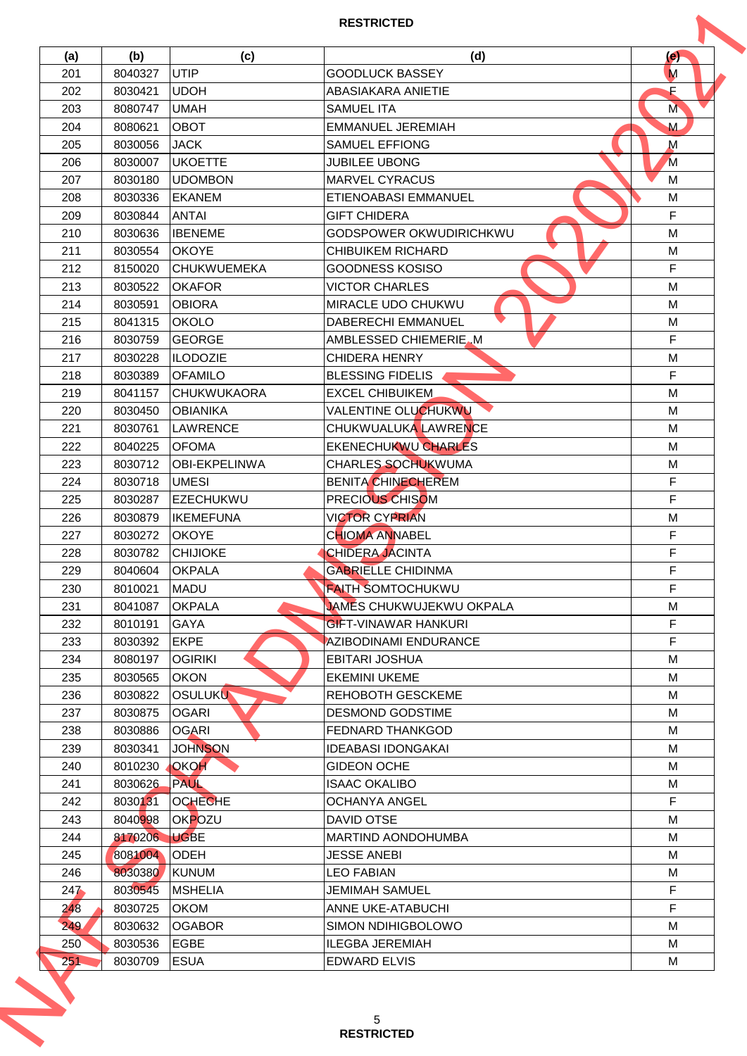| (a) | (b) | (c) | (d) | (e) |
|---|---|---|---|---|
| 201 | 8040327 | UTIP | GOODLUCK BASSEY | M |
| 202 | 8030421 | UDOH | ABASIAKARA ANIETIE | F |
| 203 | 8080747 | UMAH | SAMUEL ITA | M |
| 204 | 8080621 | OBOT | EMMANUEL JEREMIAH | M |
| 205 | 8030056 | JACK | SAMUEL EFFIONG | M |
| 206 | 8030007 | UKOETTE | JUBILEE UBONG | M |
| 207 | 8030180 | UDOMBON | MARVEL CYRACUS | M |
| 208 | 8030336 | EKANEM | ETIENOABASI EMMANUEL | M |
| 209 | 8030844 | ANTAI | GIFT CHIDERA | F |
| 210 | 8030636 | IBENEME | GODSPOWER OKWUDIRICHKWU | M |
| 211 | 8030554 | OKOYE | CHIBUIKEM RICHARD | M |
| 212 | 8150020 | CHUKWUEMEKA | GOODNESS KOSISO | F |
| 213 | 8030522 | OKAFOR | VICTOR CHARLES | M |
| 214 | 8030591 | OBIORA | MIRACLE UDO CHUKWU | M |
| 215 | 8041315 | OKOLO | DABERECHI EMMANUEL | M |
| 216 | 8030759 | GEORGE | AMBLESSED CHIEMERIE M | F |
| 217 | 8030228 | ILODOZIE | CHIDERA HENRY | M |
| 218 | 8030389 | OFAMILO | BLESSING FIDELIS | F |
| 219 | 8041157 | CHUKWUKAORA | EXCEL CHIBUIKEM | M |
| 220 | 8030450 | OBIANIKA | VALENTINE OLUCHUKWU | M |
| 221 | 8030761 | LAWRENCE | CHUKWUALUKA LAWRENCE | M |
| 222 | 8040225 | OFOMA | EKENECHUKWU CHARLES | M |
| 223 | 8030712 | OBI-EKPELINWA | CHARLES SOCHUKWUMA | M |
| 224 | 8030718 | UMESI | BENITA CHINECHEREM | F |
| 225 | 8030287 | EZECHUKWU | PRECIOUS CHISOM | F |
| 226 | 8030879 | IKEMEFUNA | VICTOR CYPRIAN | M |
| 227 | 8030272 | OKOYE | CHIOMA ANNABEL | F |
| 228 | 8030782 | CHIJIOKE | CHIDERA JACINTA | F |
| 229 | 8040604 | OKPALA | GABRIELLE CHIDINMA | F |
| 230 | 8010021 | MADU | FAITH SOMTOCHUKWU | F |
| 231 | 8041087 | OKPALA | JAMES CHUKWUJEKWU OKPALA | M |
| 232 | 8010191 | GAYA | GIFT-VINAWAR HANKURI | F |
| 233 | 8030392 | EKPE | AZIBODINAMI ENDURANCE | F |
| 234 | 8080197 | OGIRIKI | EBITARI JOSHUA | M |
| 235 | 8030565 | OKON | EKEMINI UKEME | M |
| 236 | 8030822 | OSULUKU | REHOBOTH GESCKEME | M |
| 237 | 8030875 | OGARI | DESMOND GODSTIME | M |
| 238 | 8030886 | OGARI | FEDNARD THANKGOD | M |
| 239 | 8030341 | JOHNSON | IDEABASI IDONGAKAI | M |
| 240 | 8010230 | OKOH | GIDEON OCHE | M |
| 241 | 8030626 | PAUL | ISAAC OKALIBO | M |
| 242 | 8030131 | OCHECHE | OCHANYA ANGEL | F |
| 243 | 8040998 | OKPOZU | DAVID OTSE | M |
| 244 | 8170206 | UGBE | MARTIND AONDOHUMBA | M |
| 245 | 8081004 | ODEH | JESSE ANEBI | M |
| 246 | 8030380 | KUNUM | LEO FABIAN | M |
| 247 | 8030545 | MSHELIA | JEMIMAH SAMUEL | F |
| 248 | 8030725 | OKOM | ANNE UKE-ATABUCHI | F |
| 249 | 8030632 | OGABOR | SIMON NDIHIGBOLOWO | M |
| 250 | 8030536 | EGBE | ILEGBA JEREMIAH | M |
| 251 | 8030709 | ESUA | EDWARD ELVIS | M |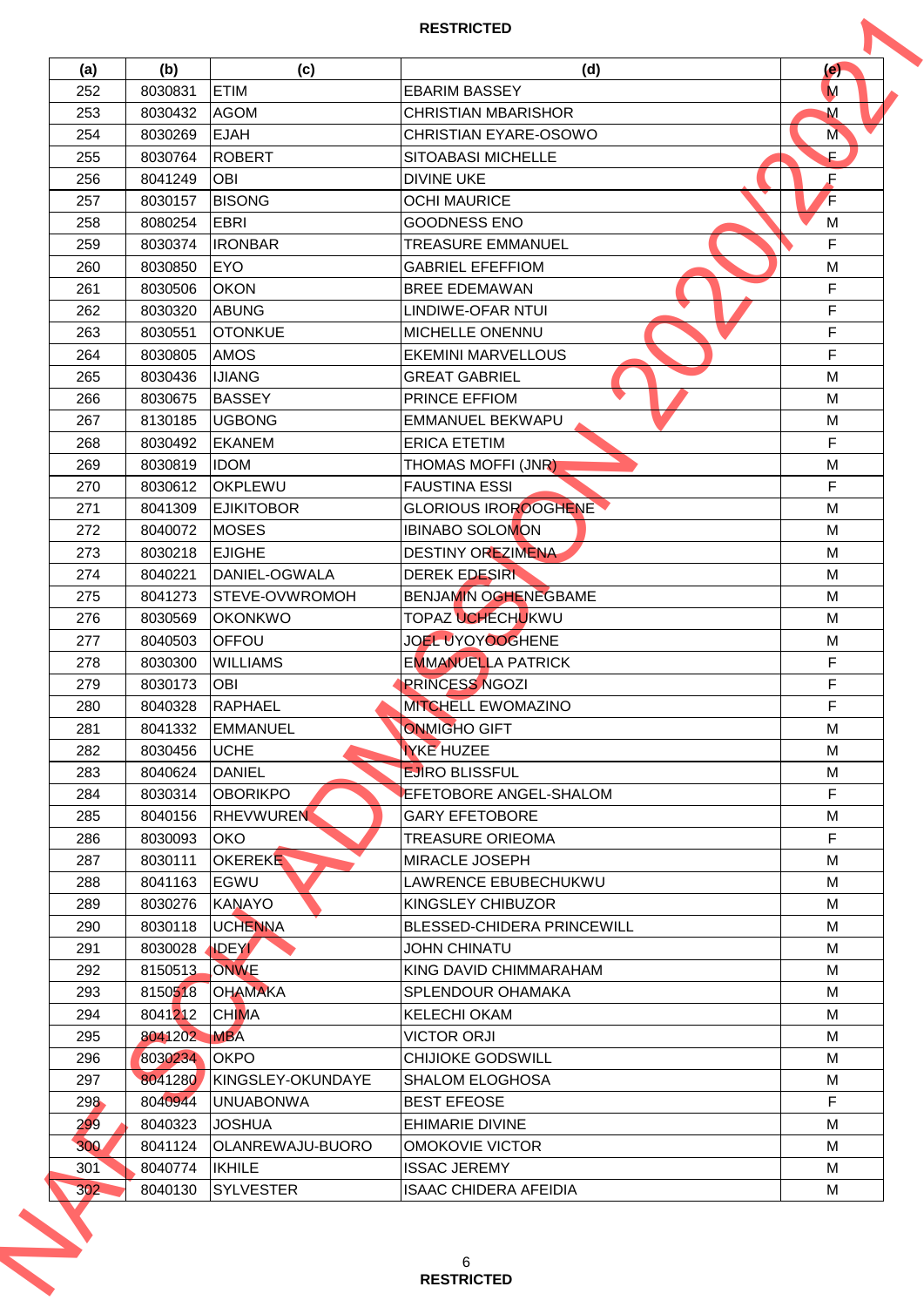| (a) | (b) | (c) | (d) | (e) |
|---|---|---|---|---|
| 252 | 8030831 | ETIM | EBARIM BASSEY | M |
| 253 | 8030432 | AGOM | CHRISTIAN MBARISHOR | M |
| 254 | 8030269 | EJAH | CHRISTIAN EYARE-OSOWO | M |
| 255 | 8030764 | ROBERT | SITOABASI MICHELLE | F |
| 256 | 8041249 | OBI | DIVINE UKE | F |
| 257 | 8030157 | BISONG | OCHI MAURICE | F |
| 258 | 8080254 | EBRI | GOODNESS ENO | M |
| 259 | 8030374 | IRONBAR | TREASURE EMMANUEL | F |
| 260 | 8030850 | EYO | GABRIEL EFEFFIOM | M |
| 261 | 8030506 | OKON | BREE EDEMAWAN | F |
| 262 | 8030320 | ABUNG | LINDIWE-OFAR NTUI | F |
| 263 | 8030551 | OTONKUE | MICHELLE ONENNU | F |
| 264 | 8030805 | AMOS | EKEMINI MARVELLOUS | F |
| 265 | 8030436 | IJIANG | GREAT GABRIEL | M |
| 266 | 8030675 | BASSEY | PRINCE EFFIOM | M |
| 267 | 8130185 | UGBONG | EMMANUEL BEKWAPU | M |
| 268 | 8030492 | EKANEM | ERICA ETETIM | F |
| 269 | 8030819 | IDOM | THOMAS MOFFI (JNR) | M |
| 270 | 8030612 | OKPLEWU | FAUSTINA ESSI | F |
| 271 | 8041309 | EJIKITOBOR | GLORIOUS IROROOGHENE | M |
| 272 | 8040072 | MOSES | IBINABO SOLOMON | M |
| 273 | 8030218 | EJIGHE | DESTINY OREZIMENA | M |
| 274 | 8040221 | DANIEL-OGWALA | DEREK EDESIRI | M |
| 275 | 8041273 | STEVE-OVWROMOH | BENJAMIN OGHENEGBAME | M |
| 276 | 8030569 | OKONKWO | TOPAZ UCHECHUKWU | M |
| 277 | 8040503 | OFFOU | JOEL UYOYOOGHENE | M |
| 278 | 8030300 | WILLIAMS | EMMANUELLA PATRICK | F |
| 279 | 8030173 | OBI | PRINCESS NGOZI | F |
| 280 | 8040328 | RAPHAEL | MITCHELL EWOMAZINO | F |
| 281 | 8041332 | EMMANUEL | ONMIGHO GIFT | M |
| 282 | 8030456 | UCHE | IYKE HUZEE | M |
| 283 | 8040624 | DANIEL | EJIRO BLISSFUL | M |
| 284 | 8030314 | OBORIKPO | EFETOBORE ANGEL-SHALOM | F |
| 285 | 8040156 | RHEVWUREN | GARY EFETOBORE | M |
| 286 | 8030093 | OKO | TREASURE ORIEOMA | F |
| 287 | 8030111 | OKEREKE | MIRACLE JOSEPH | M |
| 288 | 8041163 | EGWU | LAWRENCE EBUBECHUKWU | M |
| 289 | 8030276 | KANAYO | KINGSLEY CHIBUZOR | M |
| 290 | 8030118 | UCHENNA | BLESSED-CHIDERA PRINCEWILL | M |
| 291 | 8030028 | IDEYI | JOHN CHINATU | M |
| 292 | 8150513 | ONWE | KING DAVID CHIMMARAHAM | M |
| 293 | 8150518 | OHAMAKA | SPLENDOUR OHAMAKA | M |
| 294 | 8041212 | CHIMA | KELECHI OKAM | M |
| 295 | 8041202 | MBA | VICTOR ORJI | M |
| 296 | 8030234 | OKPO | CHIJIOKE GODSWILL | M |
| 297 | 8041280 | KINGSLEY-OKUNDAYE | SHALOM ELOGHOSA | M |
| 298 | 8040944 | UNUABONWA | BEST EFEOSE | F |
| 299 | 8040323 | JOSHUA | EHIMARIE DIVINE | M |
| 300 | 8041124 | OLANREWAJU-BUORO | OMOKOVIE VICTOR | M |
| 301 | 8040774 | IKHILE | ISSAC JEREMY | M |
| 302 | 8040130 | SYLVESTER | ISAAC CHIDERA AFEIDIA | M |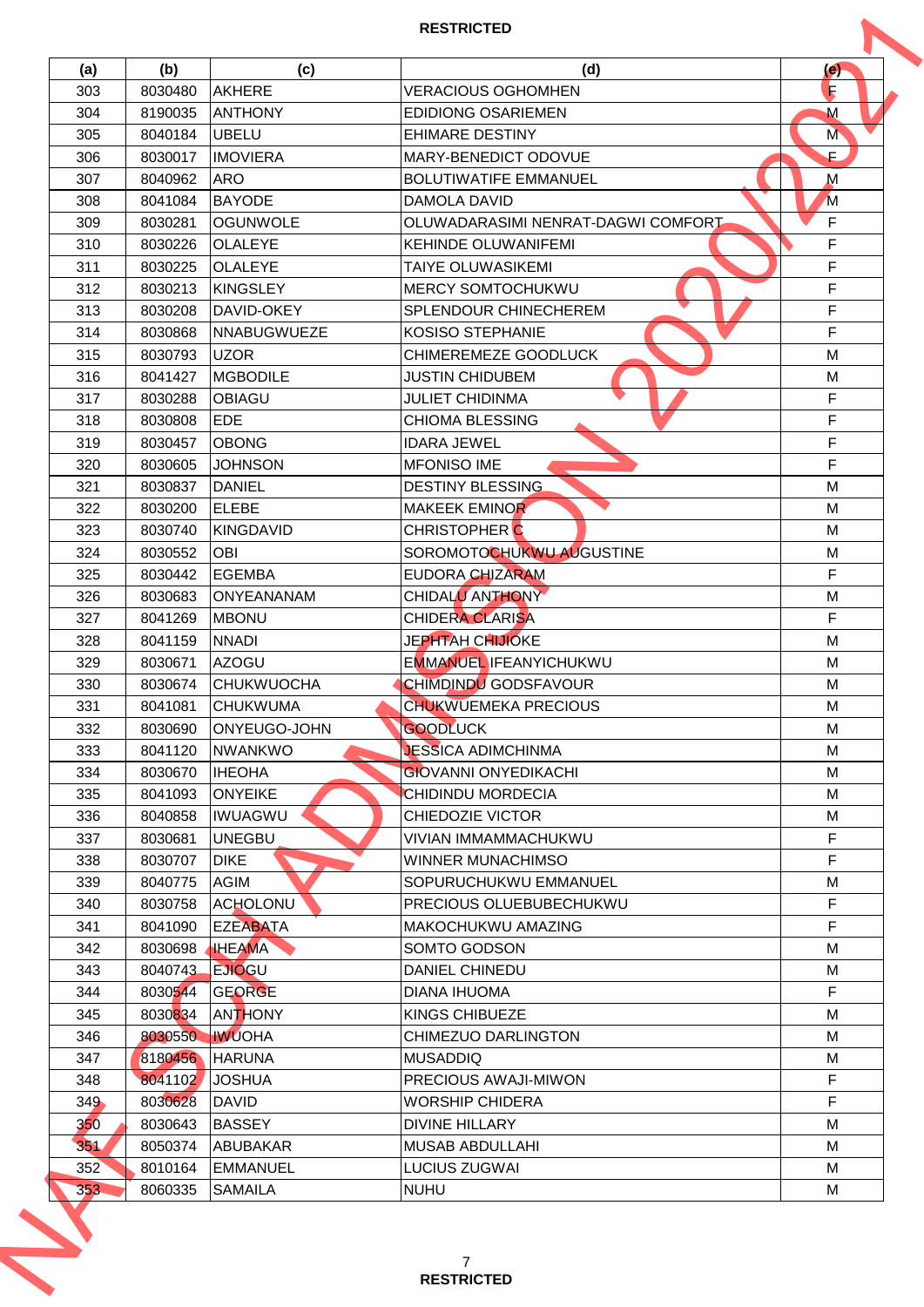**RESTRICTED**

| (a) | (b) | (c) | (d) | (e) |
|---|---|---|---|---|
| 303 | 8030480 | AKHERE | VERACIOUS OGHOMHEN | F |
| 304 | 8190035 | ANTHONY | EDIDIONG OSARIEMEN | M |
| 305 | 8040184 | UBELU | EHIMARE DESTINY | M |
| 306 | 8030017 | IMOVIERA | MARY-BENEDICT ODOVUE | F |
| 307 | 8040962 | ARO | BOLUTIWATIFE EMMANUEL | M |
| 308 | 8041084 | BAYODE | DAMOLA DAVID | M |
| 309 | 8030281 | OGUNWOLE | OLUWADARASIMI NENRAT-DAGWI COMFORT | F |
| 310 | 8030226 | OLALEYE | KEHINDE OLUWANIFEMI | F |
| 311 | 8030225 | OLALEYE | TAIYE OLUWASIKEMI | F |
| 312 | 8030213 | KINGSLEY | MERCY SOMTOCHUKWU | F |
| 313 | 8030208 | DAVID-OKEY | SPLENDOUR CHINECHEREM | F |
| 314 | 8030868 | NNABUGWUEZE | KOSISO STEPHANIE | F |
| 315 | 8030793 | UZOR | CHIMEREMEZE GOODLUCK | M |
| 316 | 8041427 | MGBODILE | JUSTIN CHIDUBEM | M |
| 317 | 8030288 | OBIAGU | JULIET CHIDINMA | F |
| 318 | 8030808 | EDE | CHIOMA BLESSING | F |
| 319 | 8030457 | OBONG | IDARA JEWEL | F |
| 320 | 8030605 | JOHNSON | MFONISO IME | F |
| 321 | 8030837 | DANIEL | DESTINY BLESSING | M |
| 322 | 8030200 | ELEBE | MAKEEK EMINOR | M |
| 323 | 8030740 | KINGDAVID | CHRISTOPHER C | M |
| 324 | 8030552 | OBI | SOROMOTOCHUKWU AUGUSTINE | M |
| 325 | 8030442 | EGEMBA | EUDORA CHIZARAM | F |
| 326 | 8030683 | ONYEANANAM | CHIDALU ANTHONY | M |
| 327 | 8041269 | MBONU | CHIDERA CLARISA | F |
| 328 | 8041159 | NNADI | JEPHTAH CHIJIOKE | M |
| 329 | 8030671 | AZOGU | EMMANUEL IFEANYICHUKWU | M |
| 330 | 8030674 | CHUKWUOCHA | CHIMDINDU GODSFAVOUR | M |
| 331 | 8041081 | CHUKWUMA | CHUKWUEMEKA PRECIOUS | M |
| 332 | 8030690 | ONYEUGO-JOHN | GOODLUCK | M |
| 333 | 8041120 | NWANKWO | JESSICA ADIMCHINMA | M |
| 334 | 8030670 | IHEOHA | GIOVANNI ONYEDIKACHI | M |
| 335 | 8041093 | ONYEIKE | CHIDINDU MORDECIA | M |
| 336 | 8040858 | IWUAGWU | CHIEDOZIE VICTOR | M |
| 337 | 8030681 | UNEGBU | VIVIAN IMMAMMACHUKWU | F |
| 338 | 8030707 | DIKE | WINNER MUNACHIMSO | F |
| 339 | 8040775 | AGIM | SOPURUCHUKWU EMMANUEL | M |
| 340 | 8030758 | ACHOLONU | PRECIOUS OLUEBUBECHUKWU | F |
| 341 | 8041090 | EZEABATA | MAKOCHUKWU AMAZING | F |
| 342 | 8030698 | IHEAMA | SOMTO GODSON | M |
| 343 | 8040743 | EJIOGU | DANIEL CHINEDU | M |
| 344 | 8030544 | GEORGE | DIANA IHUOMA | F |
| 345 | 8030834 | ANTHONY | KINGS CHIBUEZE | M |
| 346 | 8030550 | IWUOHA | CHIMEZUO DARLINGTON | M |
| 347 | 8180456 | HARUNA | MUSADDIQ | M |
| 348 | 8041102 | JOSHUA | PRECIOUS AWAJI-MIWON | F |
| 349 | 8030628 | DAVID | WORSHIP CHIDERA | F |
| 350 | 8030643 | BASSEY | DIVINE HILLARY | M |
| 351 | 8050374 | ABUBAKAR | MUSAB ABDULLAHI | M |
| 352 | 8010164 | EMMANUEL | LUCIUS ZUGWAI | M |
| 353 | 8060335 | SAMAILA | NUHU | M |

**RESTRICTED**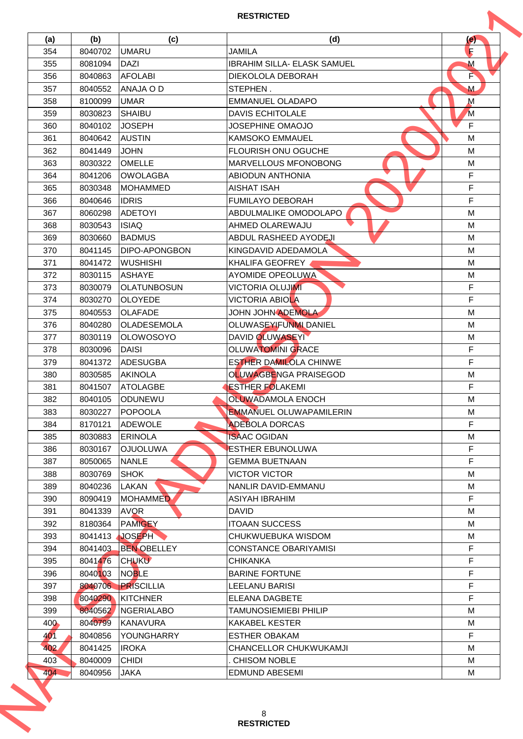**RESTRICTED**

| (a) | (b) | (c) | (d) | (e) |
|---|---|---|---|---|
| 354 | 8040702 | UMARU | JAMILA | F |
| 355 | 8081094 | DAZI | IBRAHIM SILLA- ELASK SAMUEL | M |
| 356 | 8040863 | AFOLABI | DIEKOLOLA DEBORAH | F |
| 357 | 8040552 | ANAJA O D | STEPHEN . | M |
| 358 | 8100099 | UMAR | EMMANUEL OLADAPO | M |
| 359 | 8030823 | SHAIBU | DAVIS ECHITOLALE | M |
| 360 | 8040102 | JOSEPH | JOSEPHINE OMAOJO | F |
| 361 | 8040642 | AUSTIN | KAMSOKO EMMAUEL | M |
| 362 | 8041449 | JOHN | FLOURISH ONU OGUCHE | M |
| 363 | 8030322 | OMELLE | MARVELLOUS MFONOBONG | M |
| 364 | 8041206 | OWOLAGBA | ABIODUN ANTHONIA | F |
| 365 | 8030348 | MOHAMMED | AISHAT ISAH | F |
| 366 | 8040646 | IDRIS | FUMILAYO DEBORAH | F |
| 367 | 8060298 | ADETOYI | ABDULMALIKE OMODOLAPO | M |
| 368 | 8030543 | ISIAQ | AHMED OLAREWAJU | M |
| 369 | 8030660 | BADMUS | ABDUL RASHEED AYODEJI | M |
| 370 | 8041145 | DIPO-APONGBON | KINGDAVID ADEDAMOLA | M |
| 371 | 8041472 | WUSHISHI | KHALIFA GEOFREY | M |
| 372 | 8030115 | ASHAYE | AYOMIDE OPEOLUWA | M |
| 373 | 8030079 | OLATUNBOSUN | VICTORIA OLUJIMI | F |
| 374 | 8030270 | OLOYEDE | VICTORIA ABIOLA | F |
| 375 | 8040553 | OLAFADE | JOHN JOHN ADEMOLA | M |
| 376 | 8040280 | OLADESEMOLA | OLUWASEYIFUNMI DANIEL | M |
| 377 | 8030119 | OLOWOSOYO | DAVID OLUWASEYI | M |
| 378 | 8030096 | DAISI | OLUWATOMINI GRACE | F |
| 379 | 8041372 | ADESUGBA | ESTHER DAMILOLA CHINWE | F |
| 380 | 8030585 | AKINOLA | OLUWAGBENGA PRAISEGOD | M |
| 381 | 8041507 | ATOLAGBE | ESTHER FOLAKEMI | F |
| 382 | 8040105 | ODUNEWU | OLUWADAMOLA ENOCH | M |
| 383 | 8030227 | POPOOLA | EMMANUEL OLUWAPAMILERIN | M |
| 384 | 8170121 | ADEWOLE | ADEBOLA DORCAS | F |
| 385 | 8030883 | ERINOLA | ISAAC OGIDAN | M |
| 386 | 8030167 | OJUOLUWA | ESTHER EBUNOLUWA | F |
| 387 | 8050065 | NANLE | GEMMA BUETNAAN | F |
| 388 | 8030769 | SHOK | VICTOR VICTOR | M |
| 389 | 8040236 | LAKAN | NANLIR DAVID-EMMANU | M |
| 390 | 8090419 | MOHAMMED | ASIYAH IBRAHIM | F |
| 391 | 8041339 | AVOR | DAVID | M |
| 392 | 8180364 | PAMIGEY | ITOAAN SUCCESS | M |
| 393 | 8041413 | JOSEPH | CHUKWUEBUKA WISDOM | M |
| 394 | 8041403 | BEN OBELLEY | CONSTANCE OBARIYAMISI | F |
| 395 | 8041476 | CHUKU | CHIKANKA | F |
| 396 | 8040103 | NOBLE | BARINE FORTUNE | F |
| 397 | 8040706 | PRISCILLIA | LEELANU BARISI | F |
| 398 | 8040290 | KITCHNER | ELEANA DAGBETE | F |
| 399 | 8040562 | NGERIALABO | TAMUNOSIEMIEBI PHILIP | M |
| 400 | 8040799 | KANAVURA | KAKABEL KESTER | M |
| 401 | 8040856 | YOUNGHARRY | ESTHER OBAKAM | F |
| 402 | 8041425 | IROKA | CHANCELLOR CHUKWUKAMJI | M |
| 403 | 8040009 | CHIDI | . CHISOM NOBLE | M |
| 404 | 8040956 | JAKA | EDMUND ABESEMI | M |

**RESTRICTED**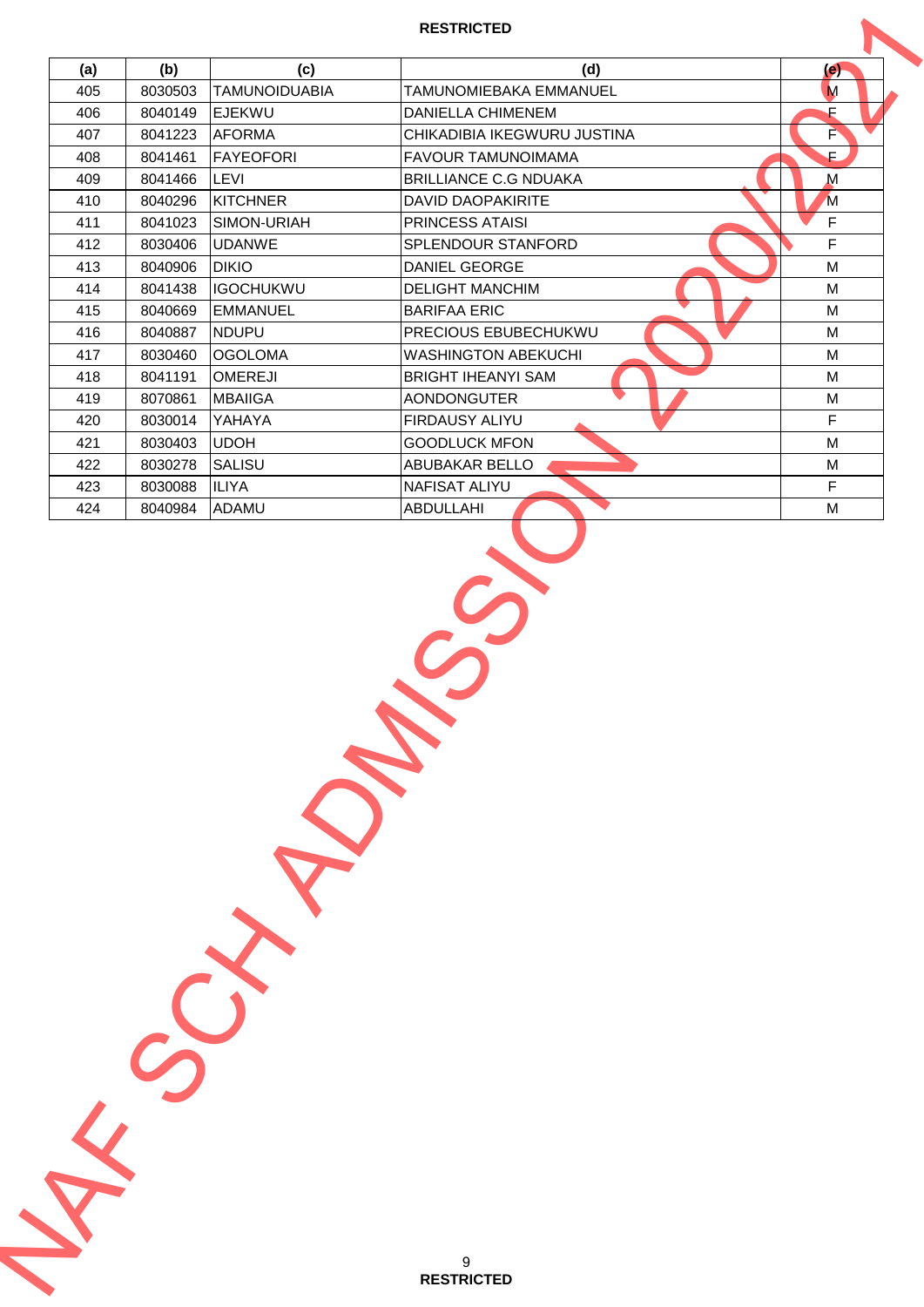RESTRICTED

| (a) | (b) | (c) | (d) | (e) |
|---|---|---|---|---|
| 405 | 8030503 | TAMUNOIDUABIA | TAMUNOMIEBAKA EMMANUEL | M |
| 406 | 8040149 | EJEKWU | DANIELLA CHIMENEM | F |
| 407 | 8041223 | AFORMA | CHIKADIBIA IKEGWURU JUSTINA | F |
| 408 | 8041461 | FAYEOFORI | FAVOUR TAMUNOIMAMA | F |
| 409 | 8041466 | LEVI | BRILLIANCE C.G NDUAKA | M |
| 410 | 8040296 | KITCHNER | DAVID DAOPAKIRITE | M |
| 411 | 8041023 | SIMON-URIAH | PRINCESS ATAISI | F |
| 412 | 8030406 | UDANWE | SPLENDOUR STANFORD | F |
| 413 | 8040906 | DIKIO | DANIEL GEORGE | M |
| 414 | 8041438 | IGOCHUKWU | DELIGHT MANCHIM | M |
| 415 | 8040669 | EMMANUEL | BARIFAA ERIC | M |
| 416 | 8040887 | NDUPU | PRECIOUS EBUBECHUKWU | M |
| 417 | 8030460 | OGOLOMA | WASHINGTON ABEKUCHI | M |
| 418 | 8041191 | OMEREJI | BRIGHT IHEANYI SAM | M |
| 419 | 8070861 | MBAIIGA | AONDONGUTER | M |
| 420 | 8030014 | YAHAYA | FIRDAUSY ALIYU | F |
| 421 | 8030403 | UDOH | GOODLUCK MFON | M |
| 422 | 8030278 | SALISU | ABUBAKAR BELLO | M |
| 423 | 8030088 | ILIYA | NAFISAT ALIYU | F |
| 424 | 8040984 | ADAMU | ABDULLAHI | M |

NAF SCH ADMISSION 2020/2021

RESTRICTED